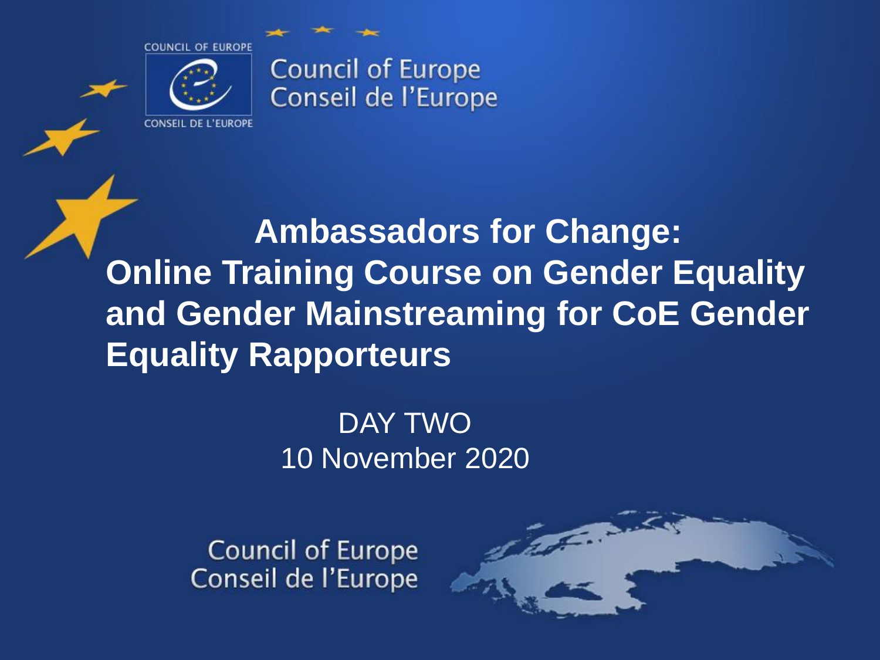COUNCIL OF EUROPE

CONSEIL DE L'EUROPE

Council of Europe
Conseil de l'Europe

# Ambassadors for Change: Online Training Course on Gender Equality and Gender Mainstreaming for CoE Gender Equality Rapporteurs

DAY TWO
10 November 2020

Council of Europe
Conseil de l'Europe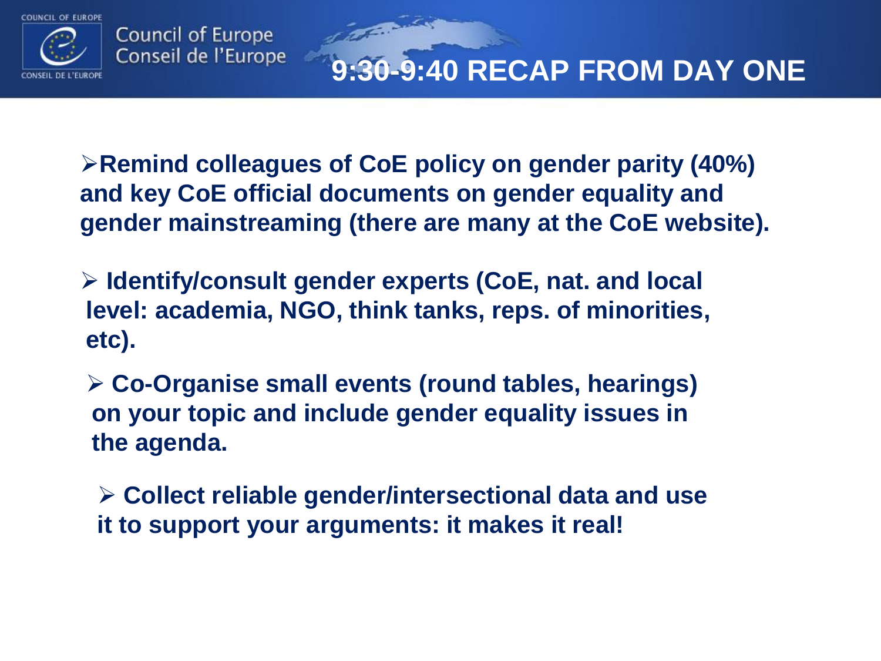# 9:30-9:40 RECAP FROM DAY ONE

- **Remind colleagues of CoE policy on gender parity (40%) and key CoE official documents on gender equality and gender mainstreaming (there are many at the CoE website).**
- **Identify/consult gender experts (CoE, nat. and local level: academia, NGO, think tanks, reps. of minorities, etc).**
- **Co-Organise small events (round tables, hearings) on your topic and include gender equality issues in the agenda.**
- **Collect reliable gender/intersectional data and use it to support your arguments: it makes it real!**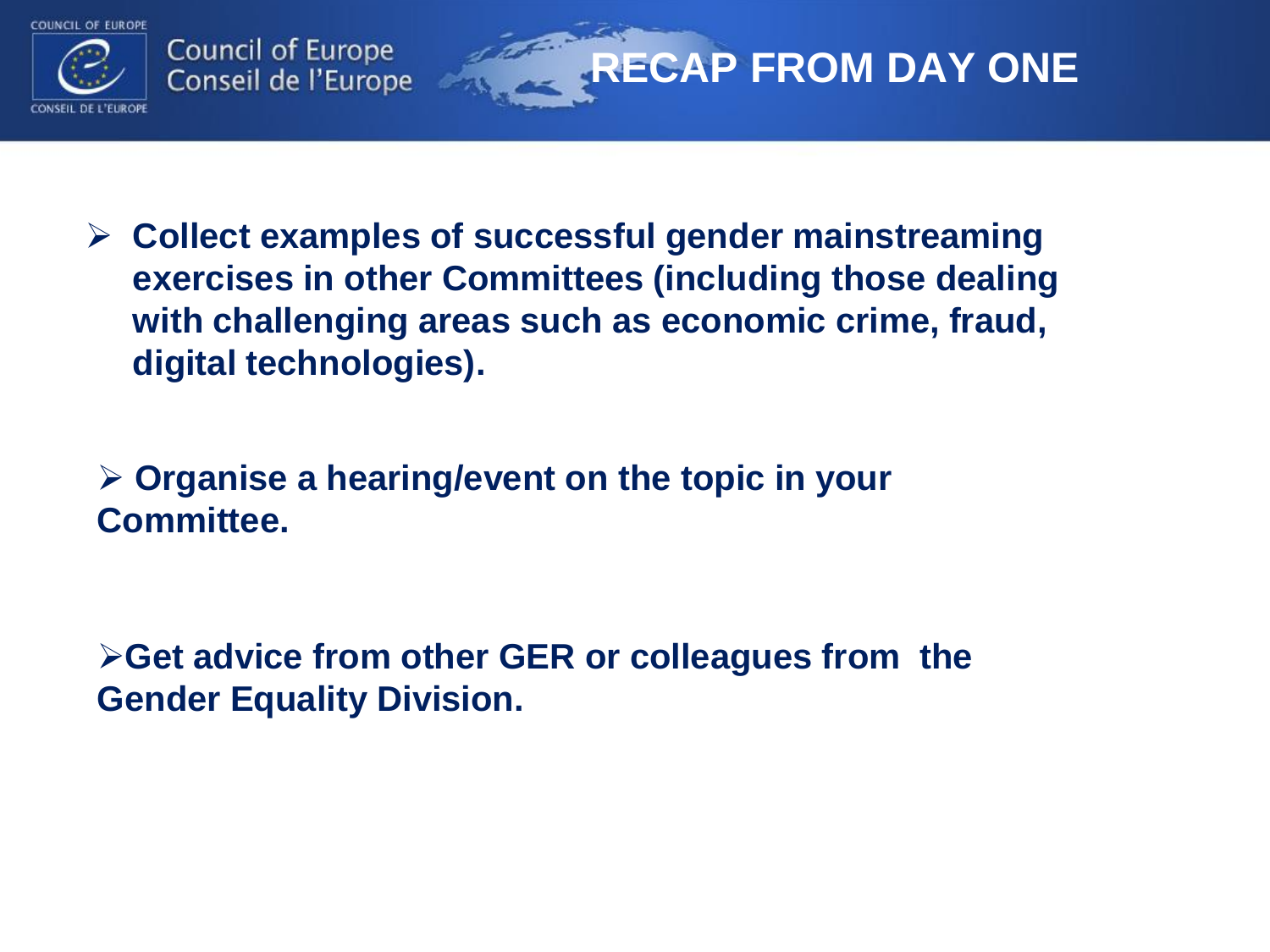# RECAP FROM DAY ONE

- **Collect examples of successful gender mainstreaming exercises in other Committees (including those dealing with challenging areas such as economic crime, fraud, digital technologies).**

- **Organise a hearing/event on the topic in your Committee.**

- **Get advice from other GER or colleagues from the Gender Equality Division.**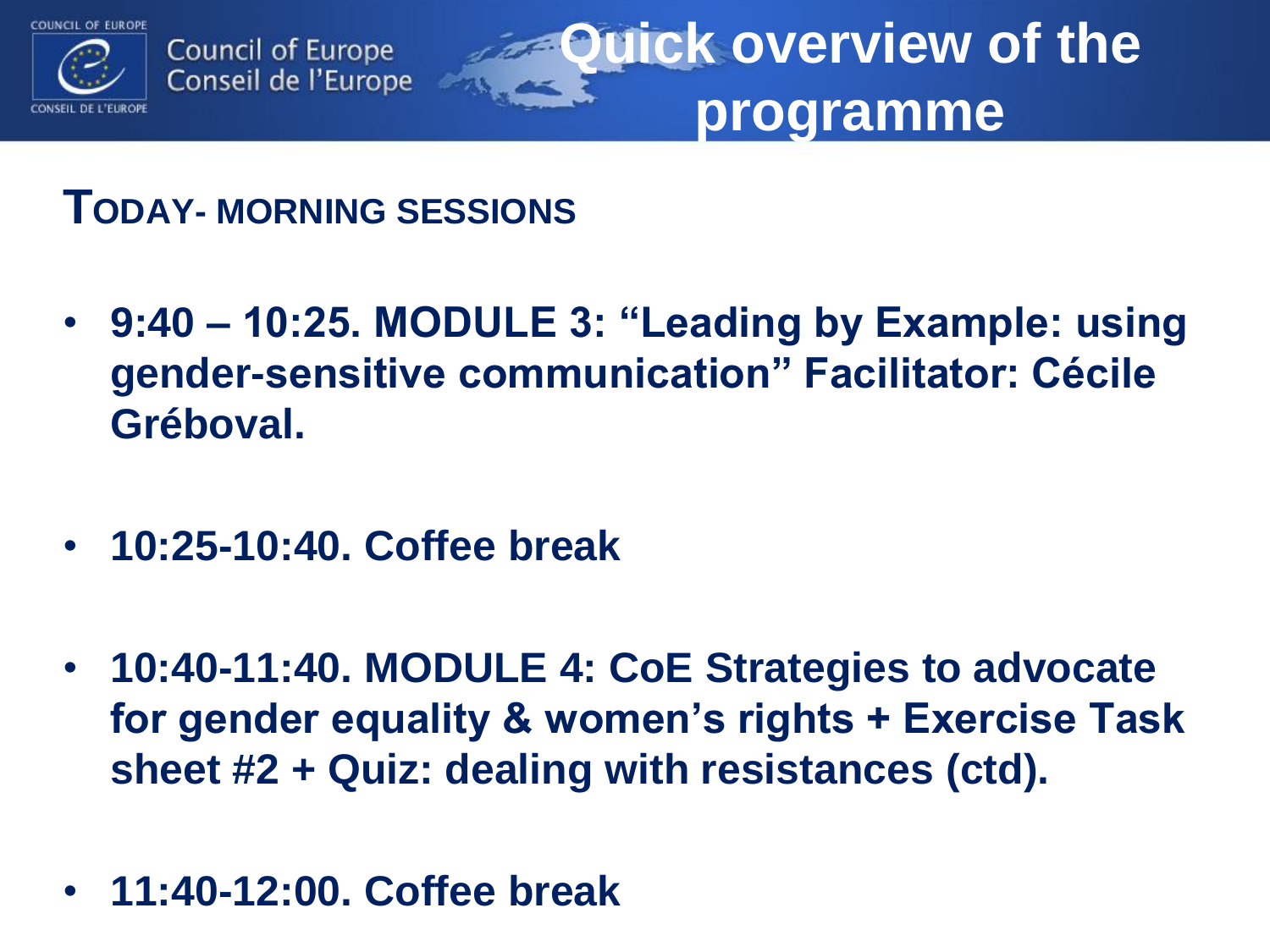# Quick overview of the programme

## TODAY- MORNING SESSIONS

- **9:40 – 10:25. MODULE 3: "Leading by Example: using gender-sensitive communication" Facilitator: Cécile Gréboval.**
- **10:25-10:40. Coffee break**
- **10:40-11:40. MODULE 4: CoE Strategies to advocate for gender equality & women's rights + Exercise Task sheet #2 + Quiz: dealing with resistances (ctd).**
- **11:40-12:00. Coffee break**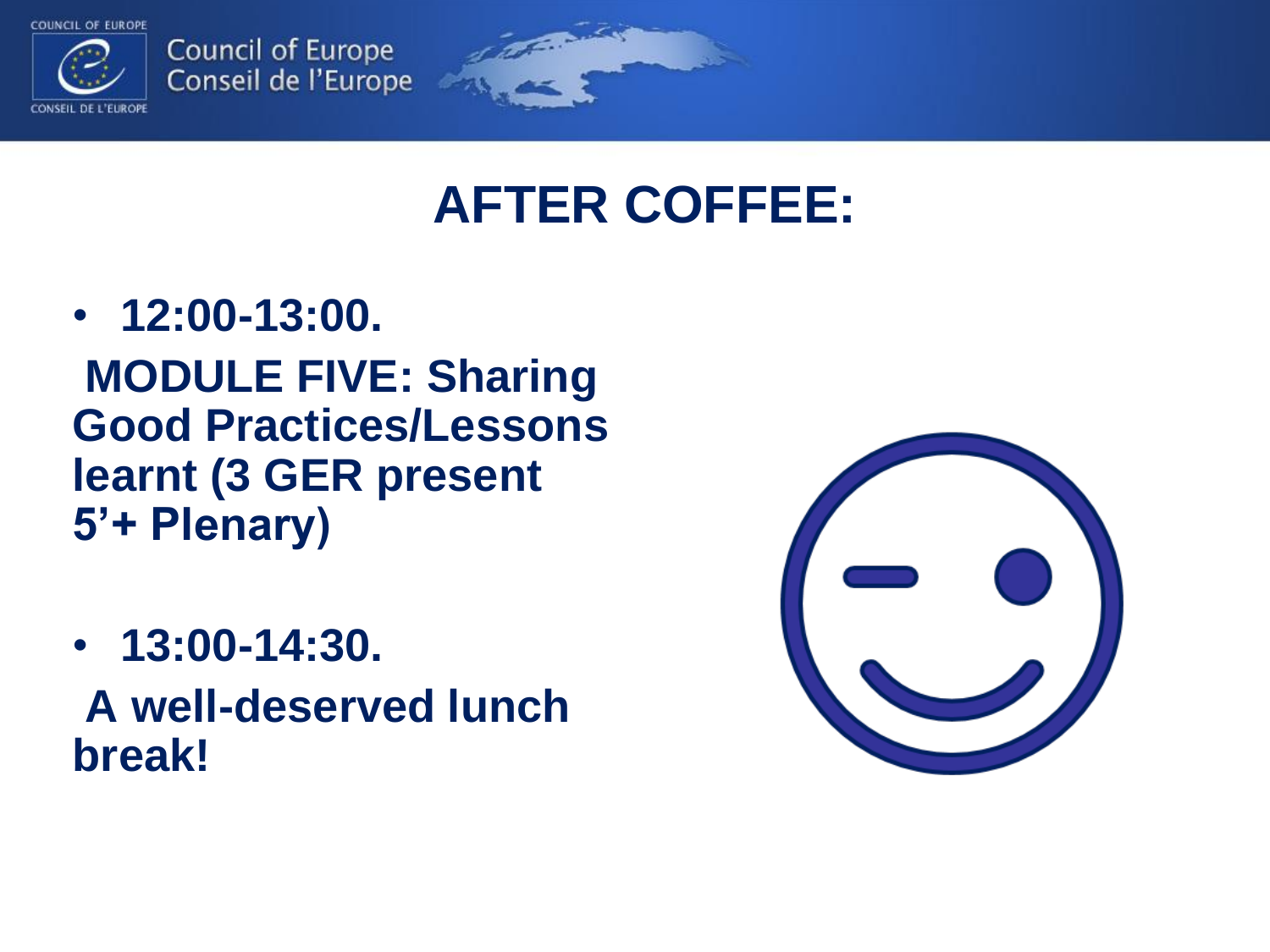# AFTER COFFEE:

- **12:00-13:00.**

  **MODULE FIVE: Sharing Good Practices/Lessons learnt (3 GER present 5'+ Plenary)**

- **13:00-14:30.**

  **A well-deserved lunch break!**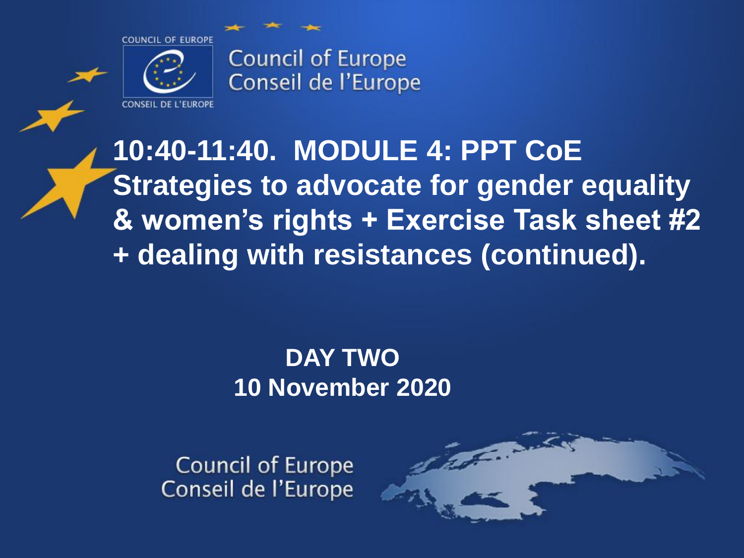Council of Europe
Conseil de l'Europe

# 10:40-11:40. MODULE 4: PPT CoE Strategies to advocate for gender equality & women's rights + Exercise Task sheet #2 + dealing with resistances (continued).

**DAY TWO**
**10 November 2020**

Council of Europe
Conseil de l'Europe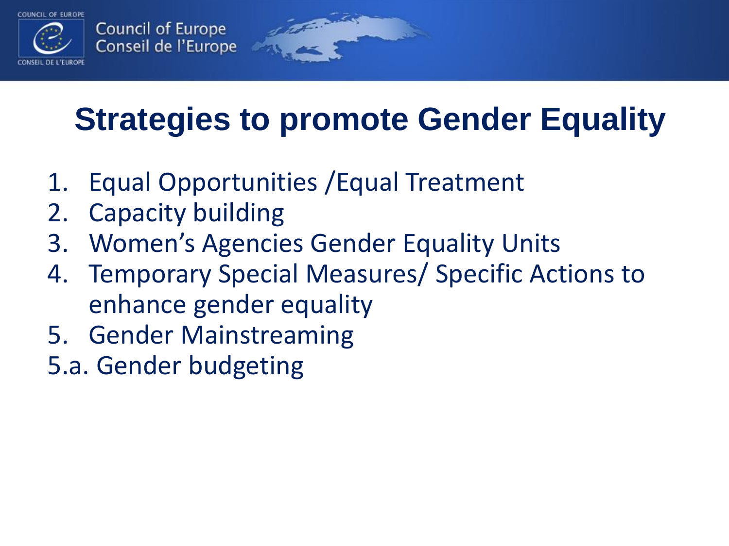# Strategies to promote Gender Equality

1. Equal Opportunities /Equal Treatment
2. Capacity building
3. Women's Agencies Gender Equality Units
4. Temporary Special Measures/ Specific Actions to enhance gender equality
5. Gender Mainstreaming

5.a. Gender budgeting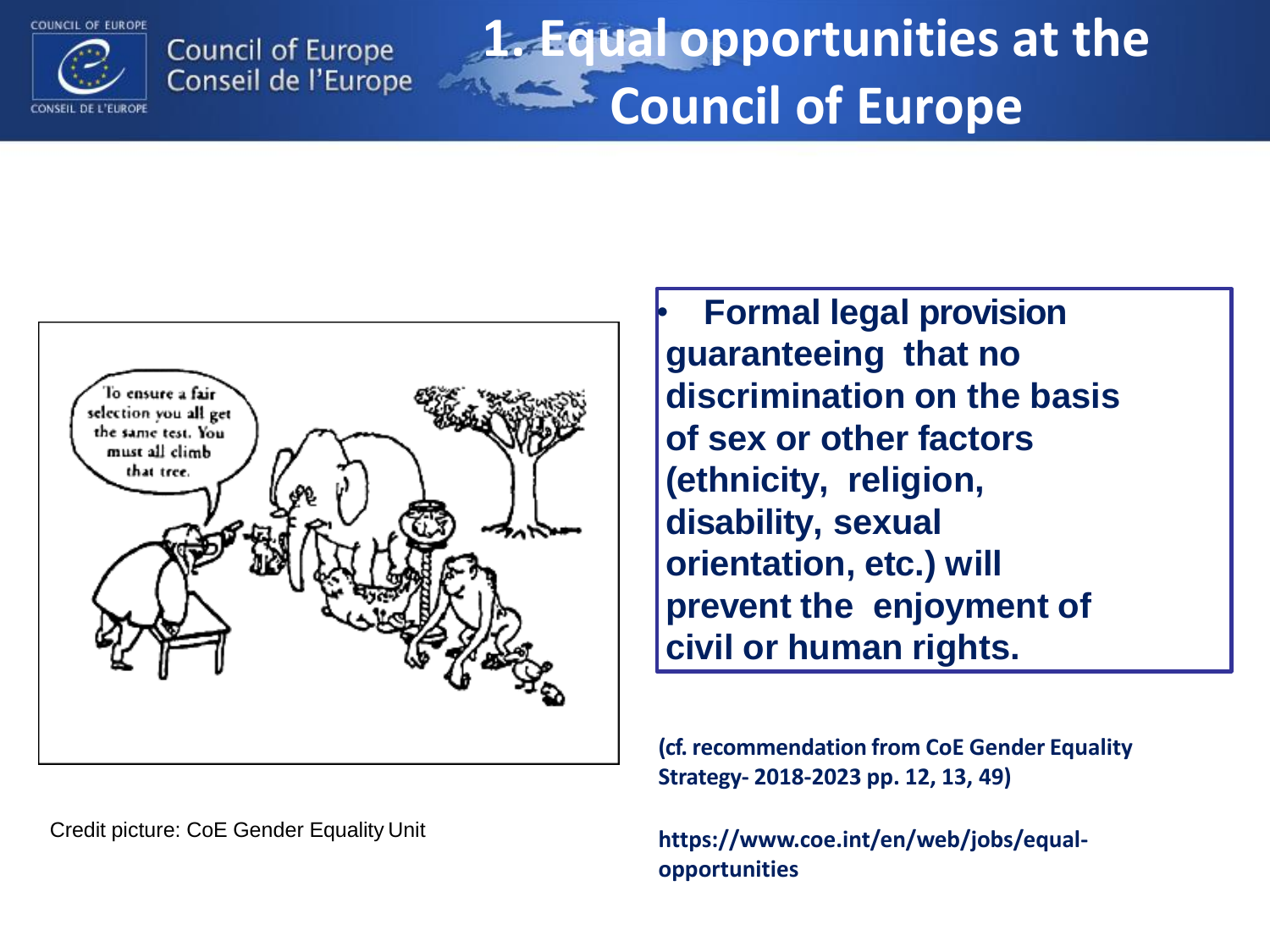# 1. Equal opportunities at the Council of Europe

Credit picture: CoE Gender Equality Unit

- **Formal legal provision guaranteeing that no discrimination on the basis of sex or other factors (ethnicity, religion, disability, sexual orientation, etc.) will prevent the enjoyment of civil or human rights.**

**(cf. recommendation from CoE Gender Equality Strategy- 2018-2023 pp. 12, 13, 49)**

**https://www.coe.int/en/web/jobs/equal-opportunities**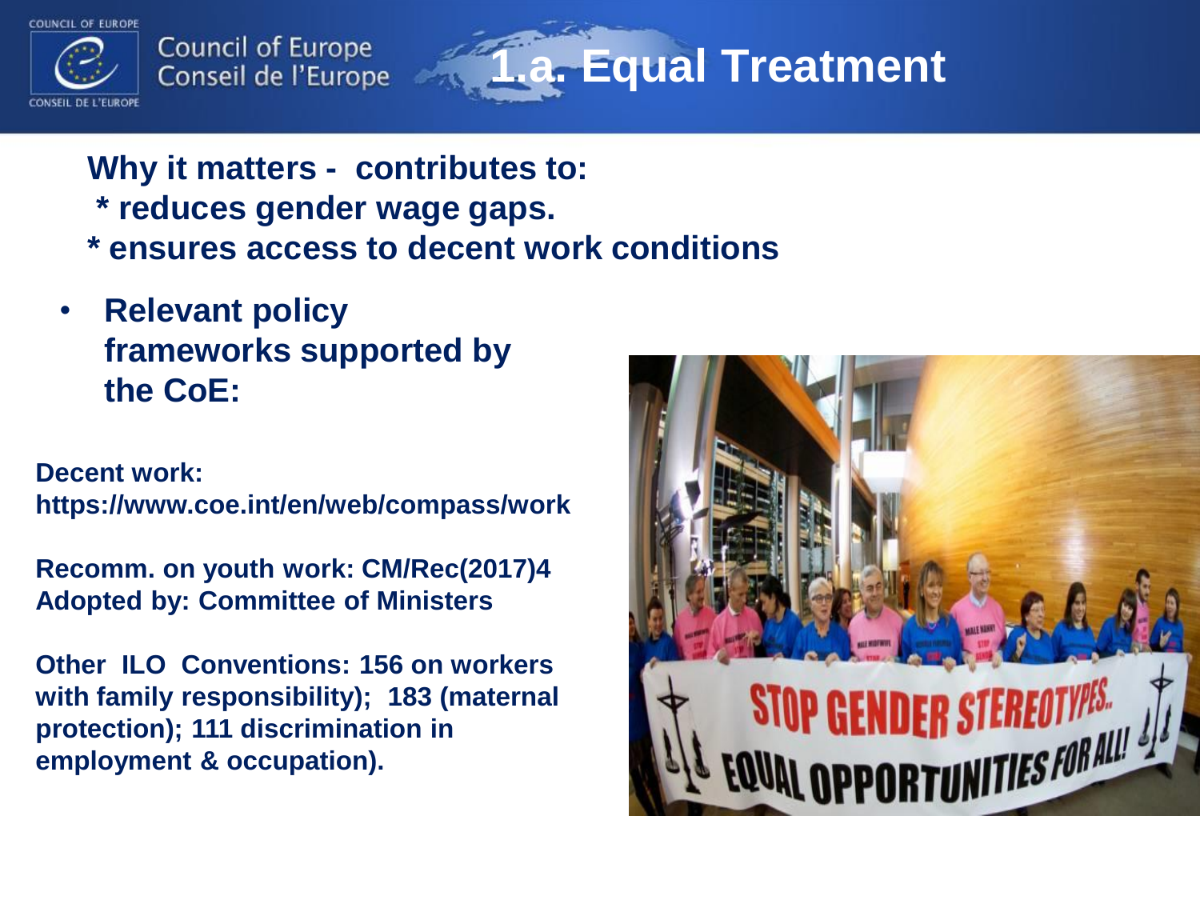# 1.a. Equal Treatment

**Why it matters - contributes to:**
**\* reduces gender wage gaps.**
**\* ensures access to decent work conditions**

- **Relevant policy frameworks supported by the CoE:**

**Decent work:**
**https://www.coe.int/en/web/compass/work**

**Recomm. on youth work: CM/Rec(2017)4**
**Adopted by: Committee of Ministers**

**Other ILO Conventions: 156 on workers with family responsibility); 183 (maternal protection); 111 discrimination in employment & occupation).**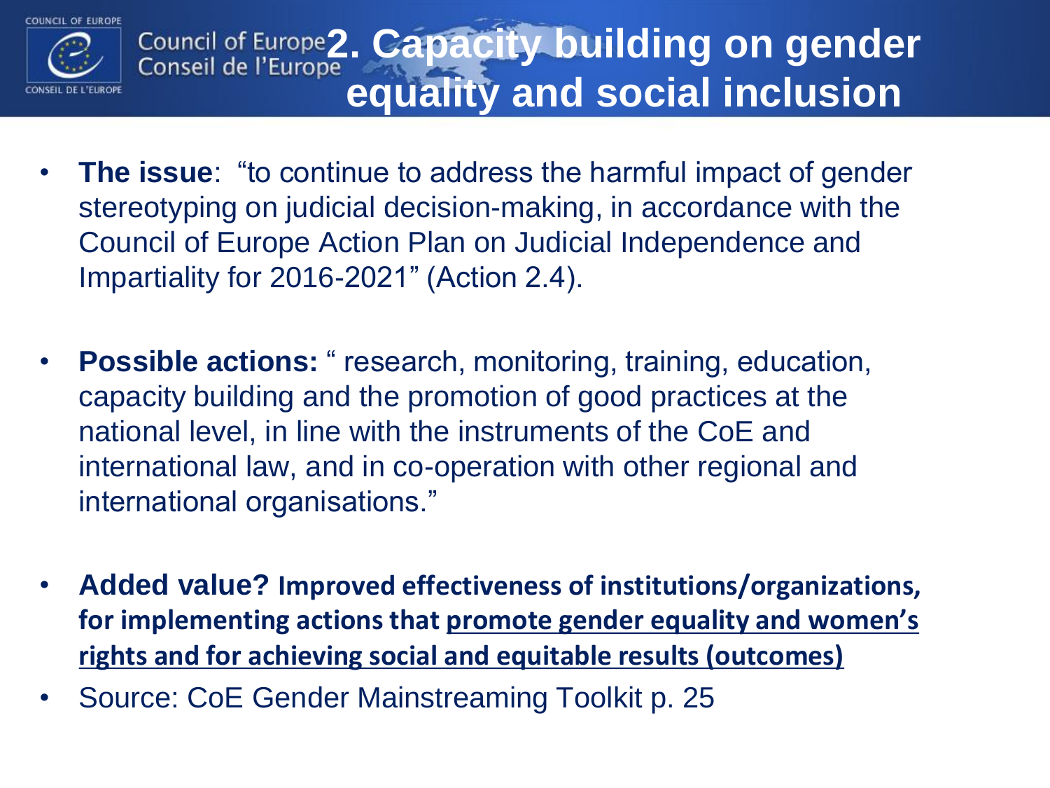# 2. Capacity building on gender equality and social inclusion

- **The issue**: "to continue to address the harmful impact of gender stereotyping on judicial decision-making, in accordance with the Council of Europe Action Plan on Judicial Independence and Impartiality for 2016-2021" (Action 2.4).

- **Possible actions:** " research, monitoring, training, education, capacity building and the promotion of good practices at the national level, in line with the instruments of the CoE and international law, and in co-operation with other regional and international organisations."

- **Added value? Improved effectiveness of institutions/organizations, for implementing actions that promote gender equality and women's rights and for achieving social and equitable results (outcomes)**
- Source: CoE Gender Mainstreaming Toolkit p. 25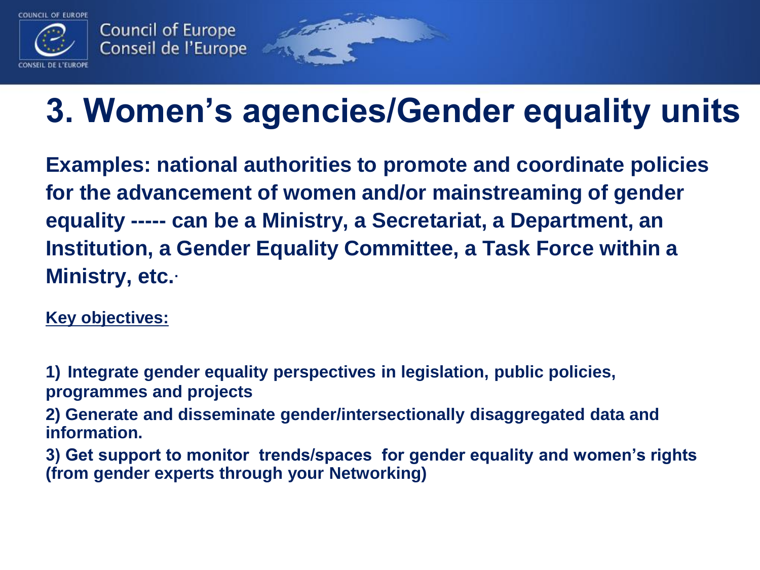# 3. Women's agencies/Gender equality units

**Examples: national authorities to promote and coordinate policies for the advancement of women and/or mainstreaming of gender equality ----- can be a Ministry, a Secretariat, a Department, an Institution, a Gender Equality Committee, a Task Force within a Ministry, etc.**

**Key objectives:**

1) **Integrate gender equality perspectives in legislation, public policies, programmes and projects**
2) **Generate and disseminate gender/intersectionally disaggregated data and information.**
3) **Get support to monitor trends/spaces for gender equality and women's rights (from gender experts through your Networking)**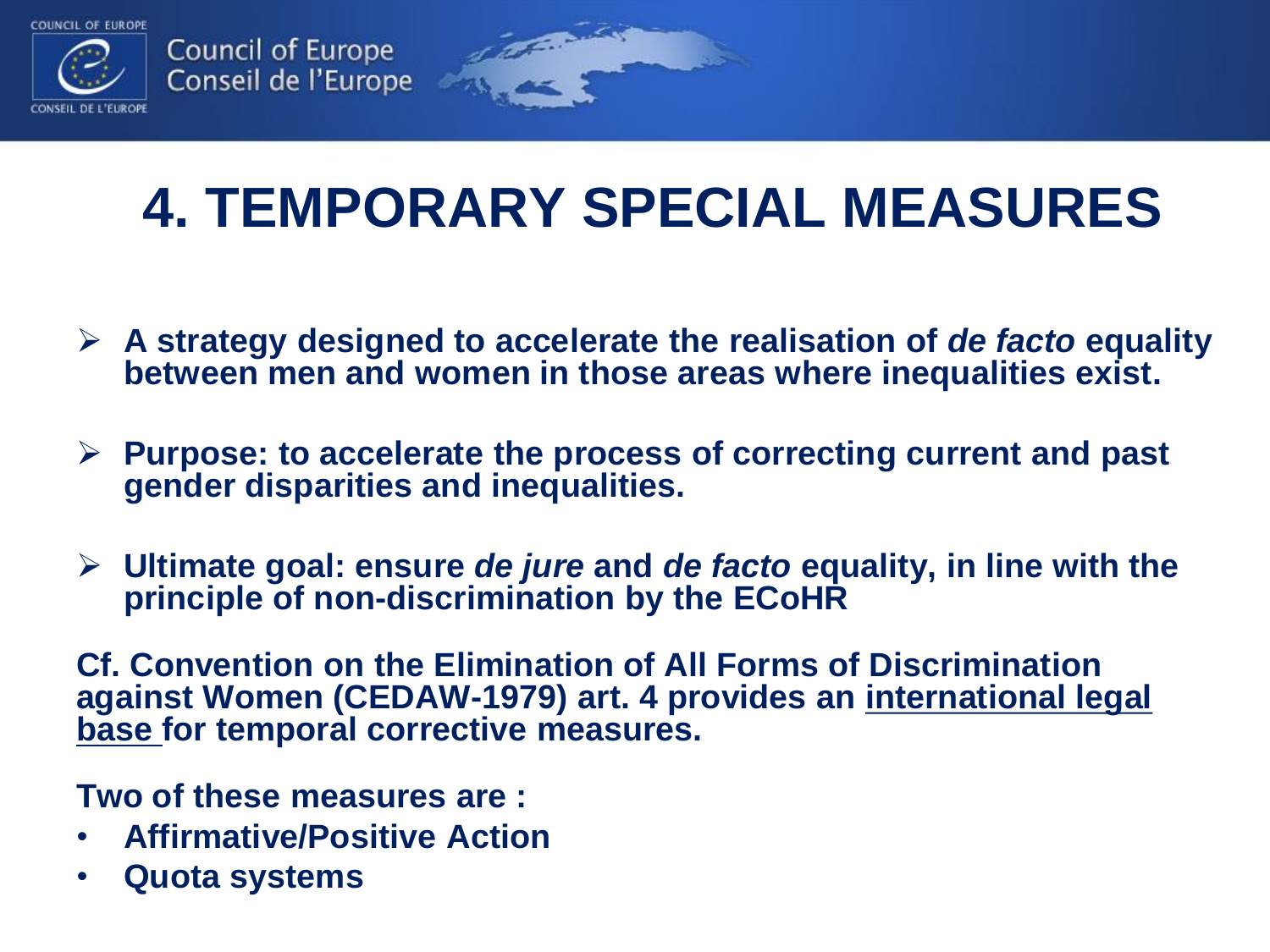# 4. TEMPORARY SPECIAL MEASURES

- **A strategy designed to accelerate the realisation of *de facto* equality between men and women in those areas where inequalities exist.**
- **Purpose: to accelerate the process of correcting current and past gender disparities and inequalities.**
- **Ultimate goal: ensure *de jure* and *de facto* equality, in line with the principle of non-discrimination by the ECoHR**

**Cf. Convention on the Elimination of All Forms of Discrimination against Women (CEDAW-1979) art. 4 provides an <u>international legal base</u> for temporal corrective measures.**

**Two of these measures are :**

- **Affirmative/Positive Action**
- **Quota systems**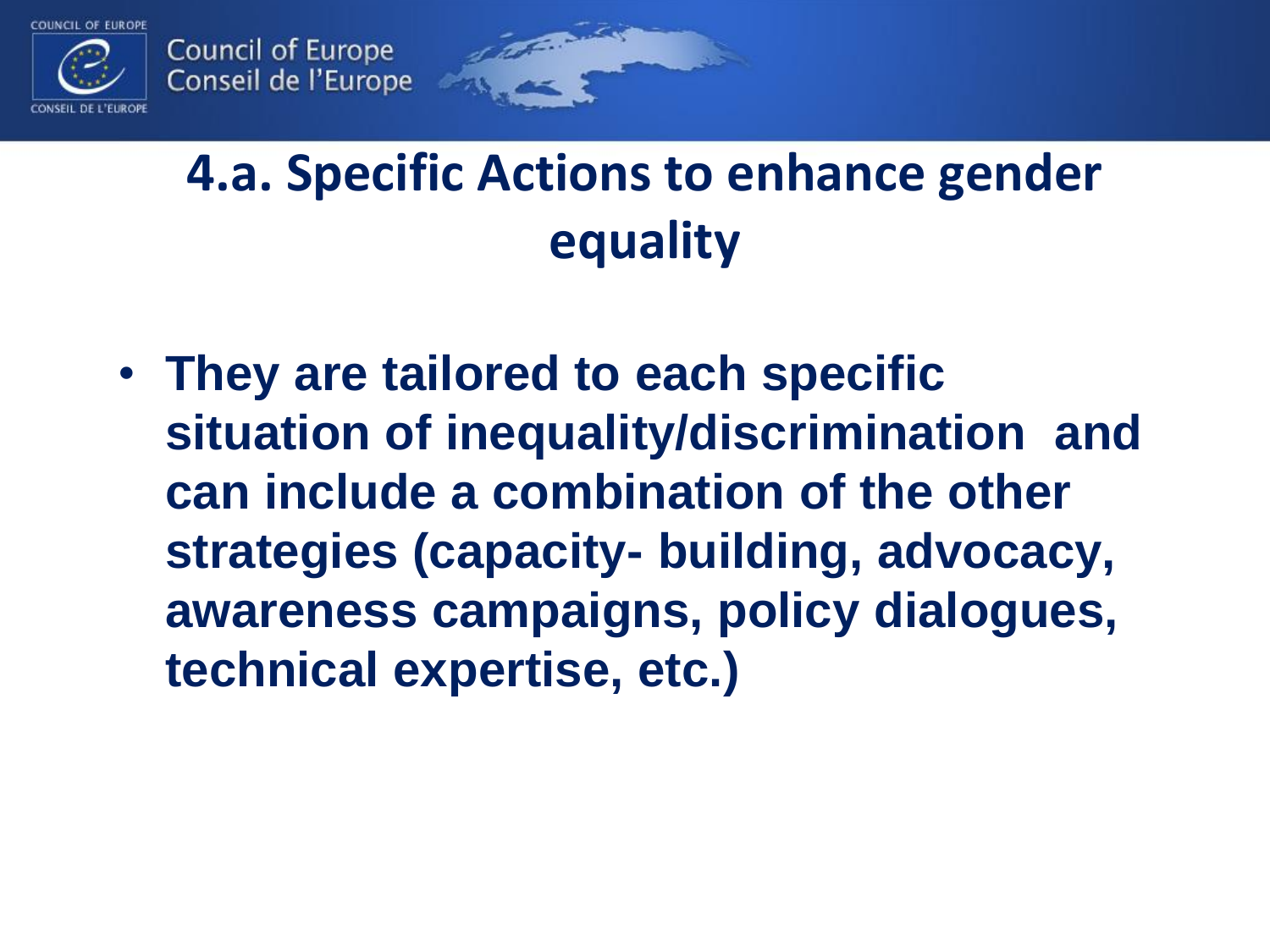## 4.a. Specific Actions to enhance gender equality

- **They are tailored to each specific situation of inequality/discrimination and can include a combination of the other strategies (capacity- building, advocacy, awareness campaigns, policy dialogues, technical expertise, etc.)**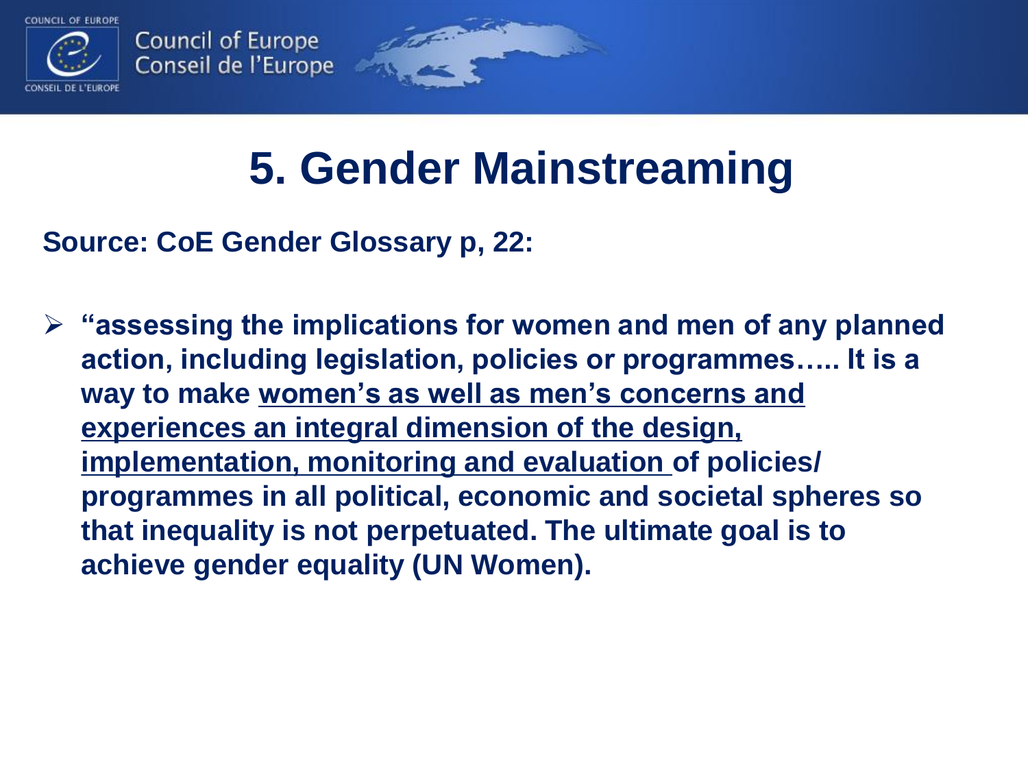# 5. Gender Mainstreaming

**Source: CoE Gender Glossary p, 22:**

- **"assessing the implications for women and men of any planned action, including legislation, policies or programmes….. It is a way to make <u>women's as well as men's concerns and experiences an integral dimension of the design, implementation, monitoring and evaluation</u> of policies/ programmes in all political, economic and societal spheres so that inequality is not perpetuated. The ultimate goal is to achieve gender equality (UN Women).**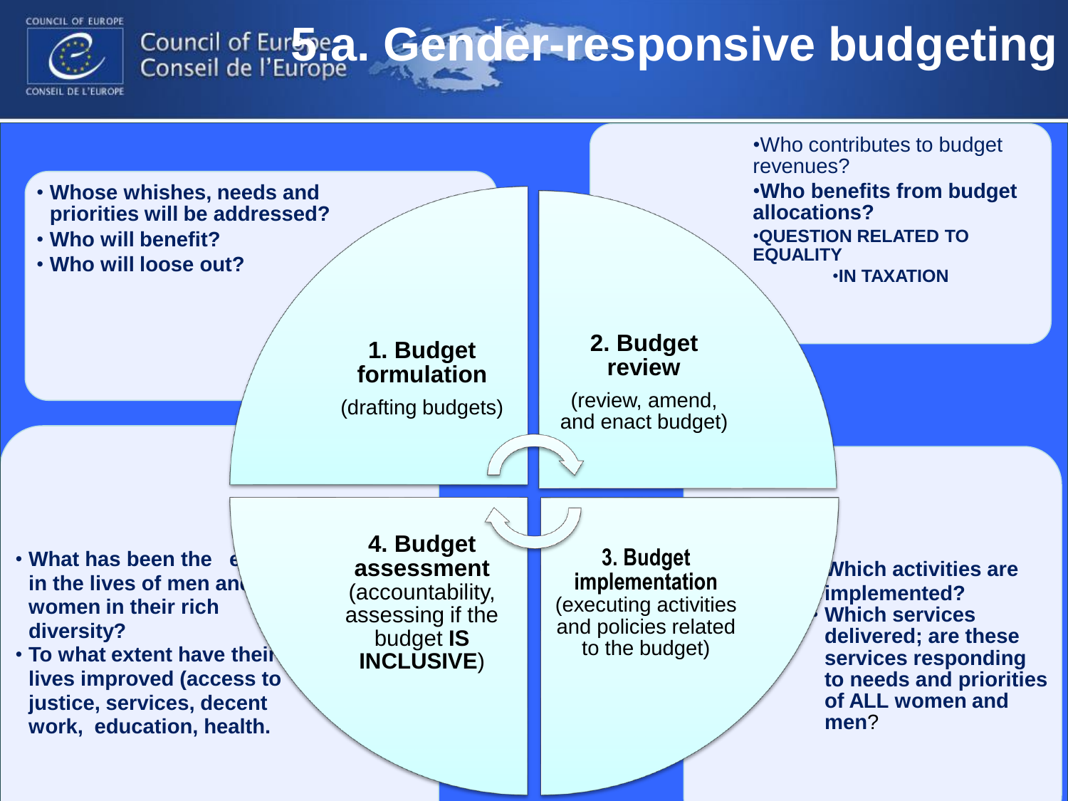# 5.a. Gender-responsive budgeting

- Whose whishes, needs and priorities will be addressed?
- Who will benefit?
- Who will loose out?

**1. Budget formulation**

(drafting budgets)

- Who contributes to budget revenues?
- **Who benefits from budget allocations?**
- **QUESTION RELATED TO EQUALITY**
  - **IN TAXATION**

**2. Budget review**

(review, amend, and enact budget)

**3. Budget implementation**

(executing activities and policies related to the budget)

- **Which activities are implemented?**
- **Which services delivered; are these services responding to needs and priorities of ALL women and men**?

**4. Budget assessment**

(accountability, assessing if the budget **IS INCLUSIVE**)

- **What has been the e[...] in the lives of men an[...] women in their rich diversity?**
- **To what extent have their lives improved (access to justice, services, decent work, education, health.**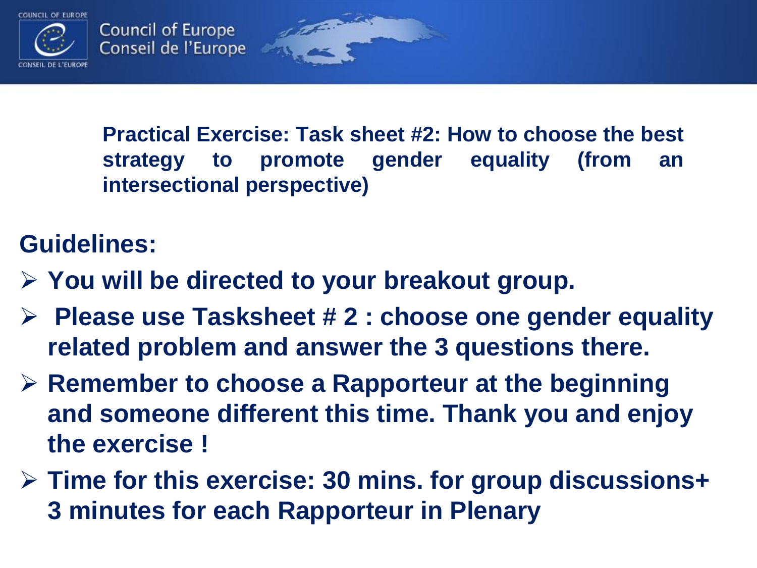**Practical Exercise: Task sheet #2: How to choose the best strategy to promote gender equality (from an intersectional perspective)**

## Guidelines:

- You will be directed to your breakout group.
- Please use Tasksheet # 2 : choose one gender equality related problem and answer the 3 questions there.
- Remember to choose a Rapporteur at the beginning and someone different this time. Thank you and enjoy the exercise !
- Time for this exercise: 30 mins. for group discussions+ 3 minutes for each Rapporteur in Plenary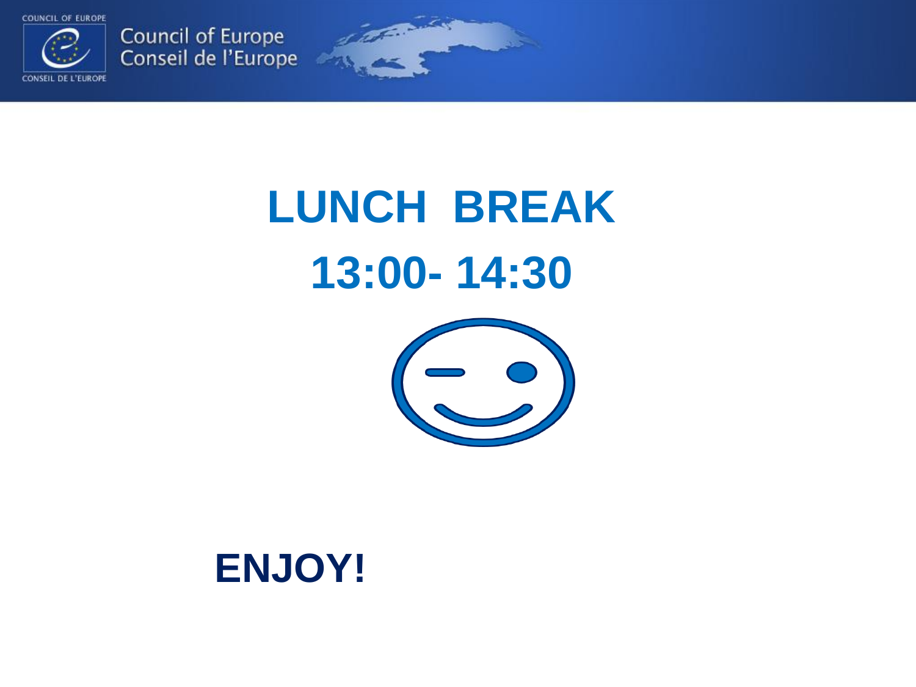# LUNCH BREAK

# 13:00- 14:30

**ENJOY!**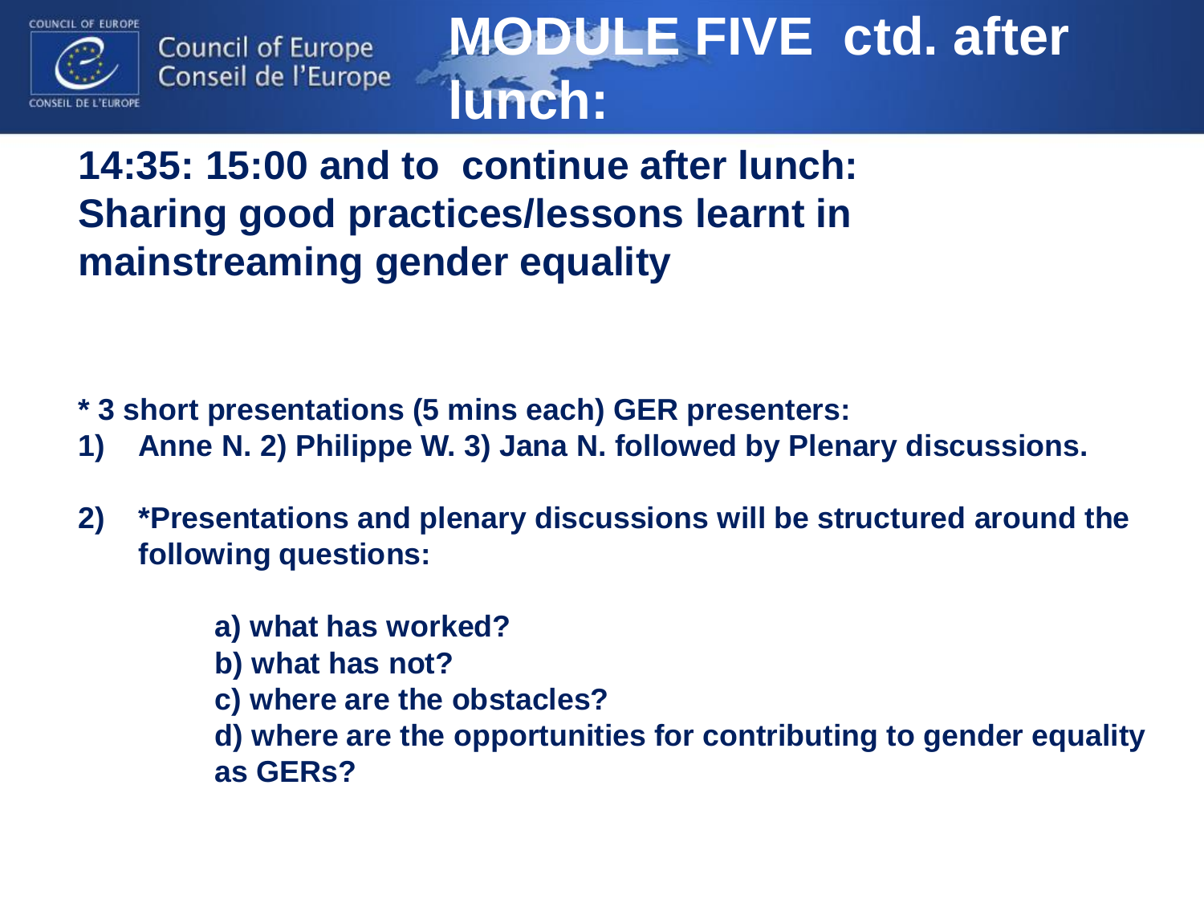# MODULE FIVE ctd. after lunch:

## 14:35: 15:00 and to continue after lunch: Sharing good practices/lessons learnt in mainstreaming gender equality

**\* 3 short presentations (5 mins each) GER presenters:**

1) **Anne N. 2) Philippe W. 3) Jana N. followed by Plenary discussions.**

2) **\*Presentations and plenary discussions will be structured around the following questions:**

   **a) what has worked?**
   **b) what has not?**
   **c) where are the obstacles?**
   **d) where are the opportunities for contributing to gender equality as GERs?**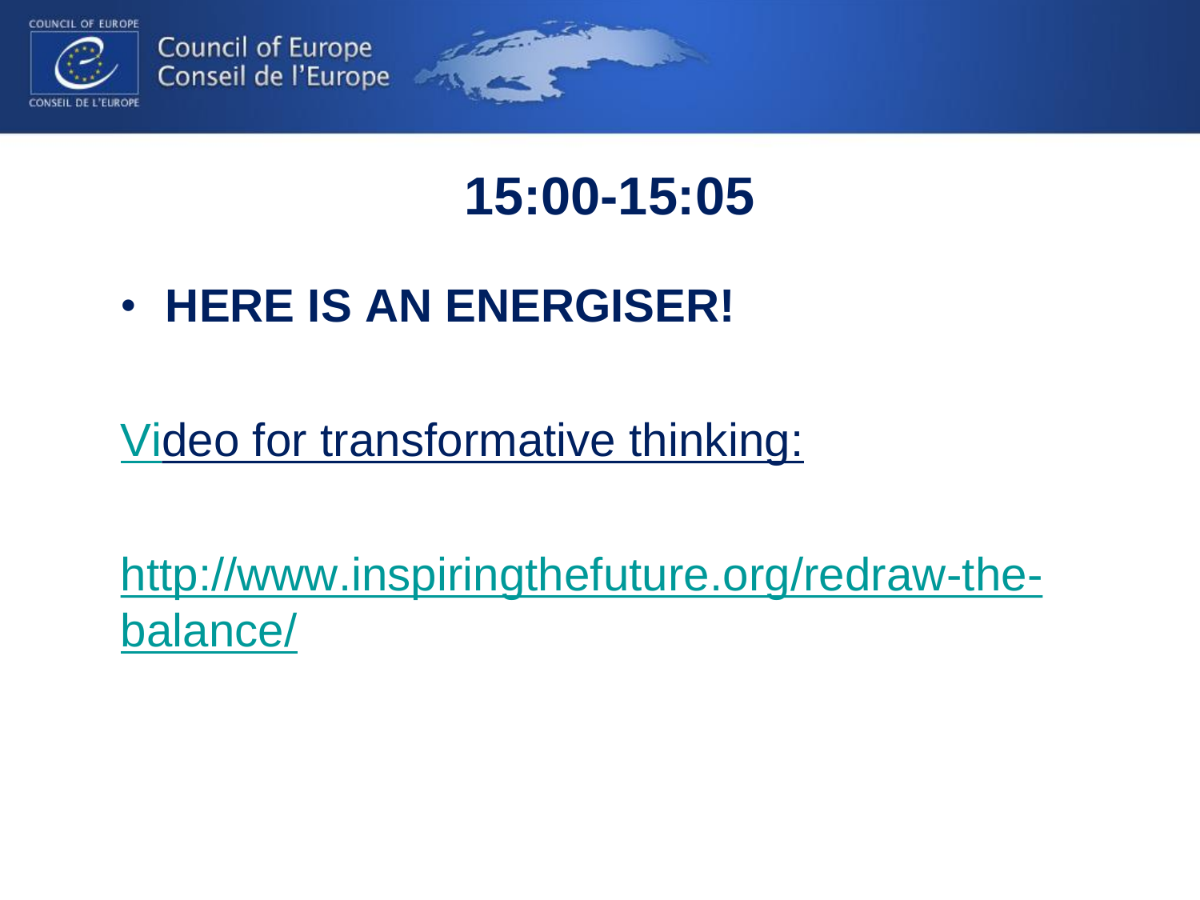# 15:00-15:05

- **HERE IS AN ENERGISER!**

Video for transformative thinking:

http://www.inspiringthefuture.org/redraw-the-balance/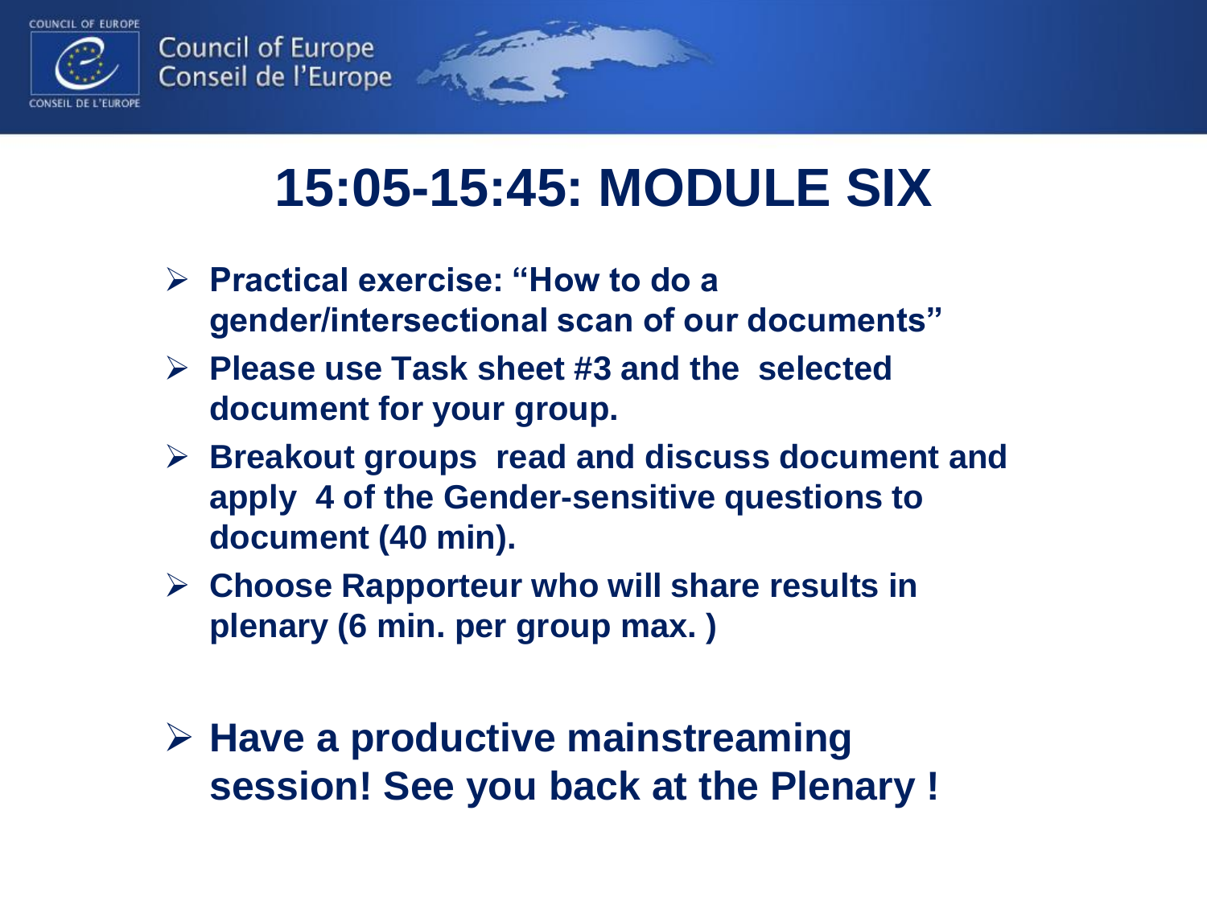# 15:05-15:45: MODULE SIX

- **Practical exercise: “How to do a gender/intersectional scan of our documents”**
- **Please use Task sheet #3 and the selected document for your group.**
- **Breakout groups read and discuss document and apply 4 of the Gender-sensitive questions to document (40 min).**
- **Choose Rapporteur who will share results in plenary (6 min. per group max. )**

- **Have a productive mainstreaming session! See you back at the Plenary !**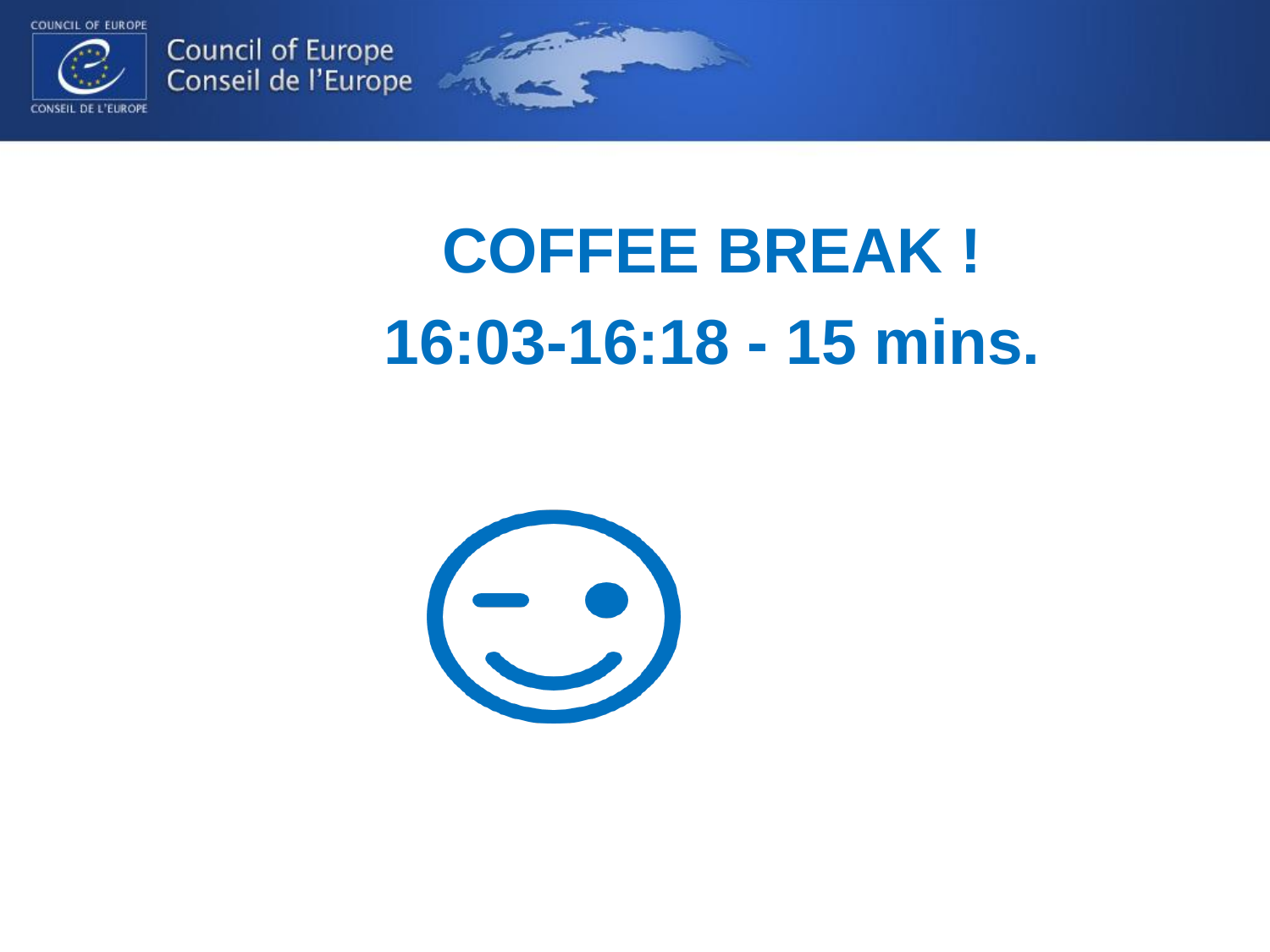# COFFEE BREAK !

# 16:03-16:18 - 15 mins.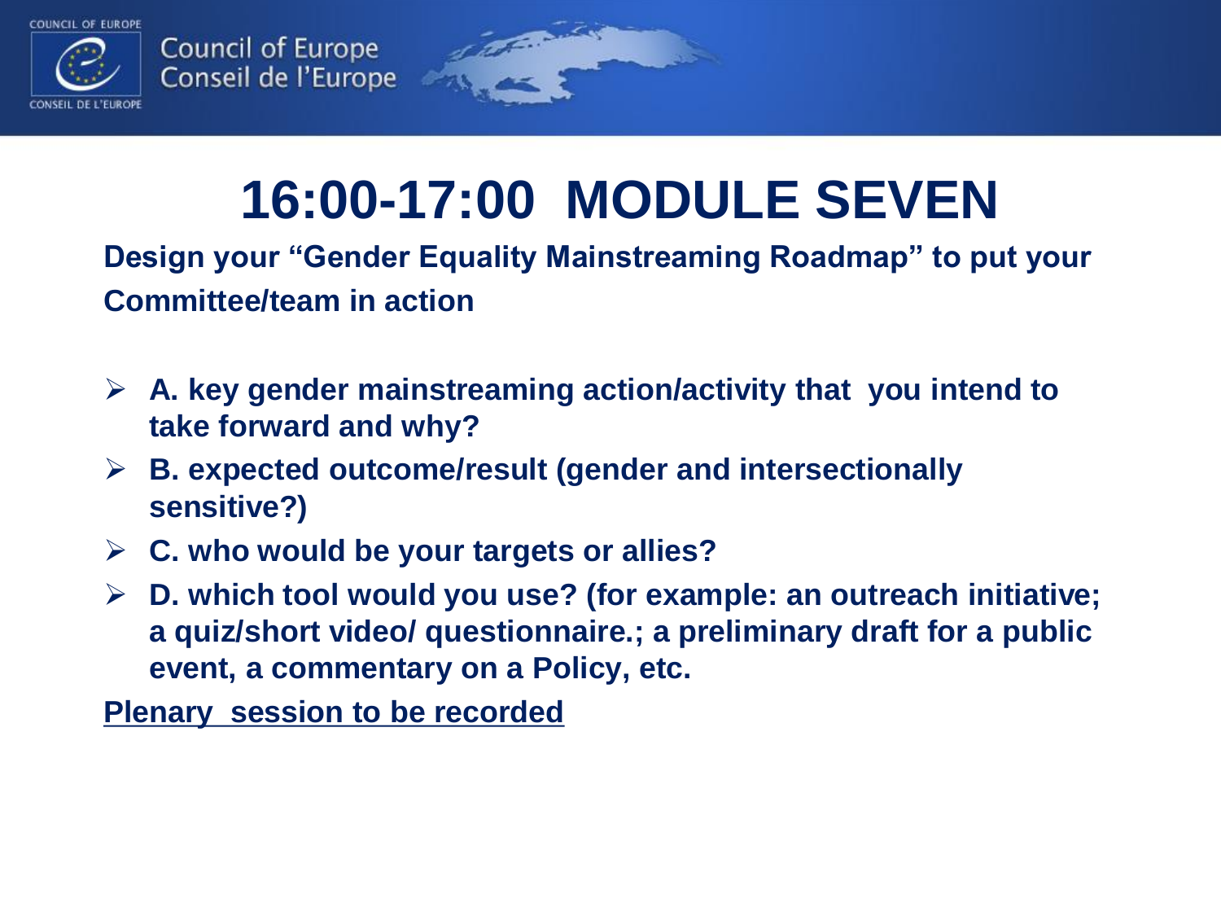# 16:00-17:00 MODULE SEVEN

**Design your "Gender Equality Mainstreaming Roadmap" to put your Committee/team in action**

- **A. key gender mainstreaming action/activity that you intend to take forward and why?**
- **B. expected outcome/result (gender and intersectionally sensitive?)**
- **C. who would be your targets or allies?**
- **D. which tool would you use? (for example: an outreach initiative; a quiz/short video/ questionnaire.; a preliminary draft for a public event, a commentary on a Policy, etc.**

**Plenary session to be recorded**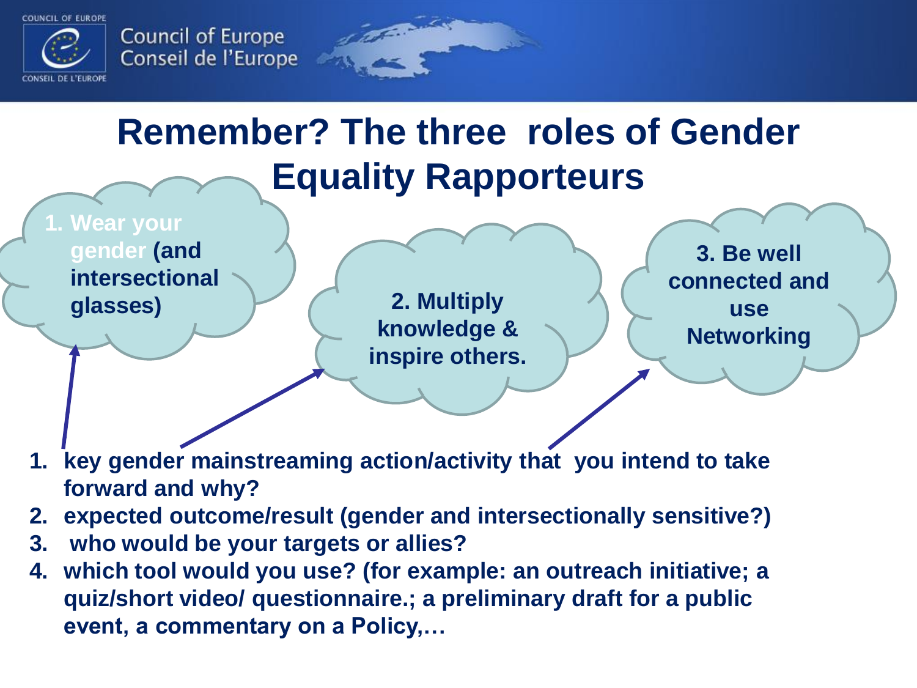# Remember? The three roles of Gender Equality Rapporteurs

**1. Wear your gender (and intersectional glasses)**

**2. Multiply knowledge & inspire others.**

**3. Be well connected and use Networking**

1. **key gender mainstreaming action/activity that you intend to take forward and why?**
2. **expected outcome/result (gender and intersectionally sensitive?)**
3. **who would be your targets or allies?**
4. **which tool would you use? (for example: an outreach initiative; a quiz/short video/ questionnaire.; a preliminary draft for a public event, a commentary on a Policy,…**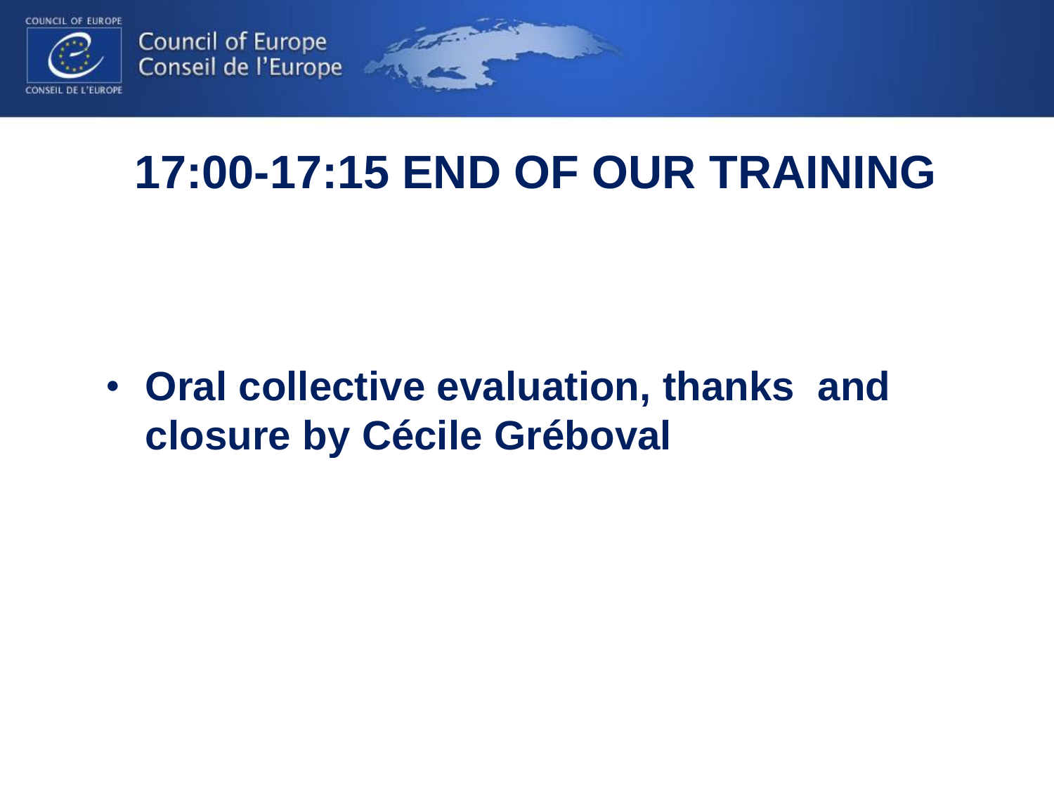# 17:00-17:15 END OF OUR TRAINING

- **Oral collective evaluation, thanks and closure by Cécile Gréboval**